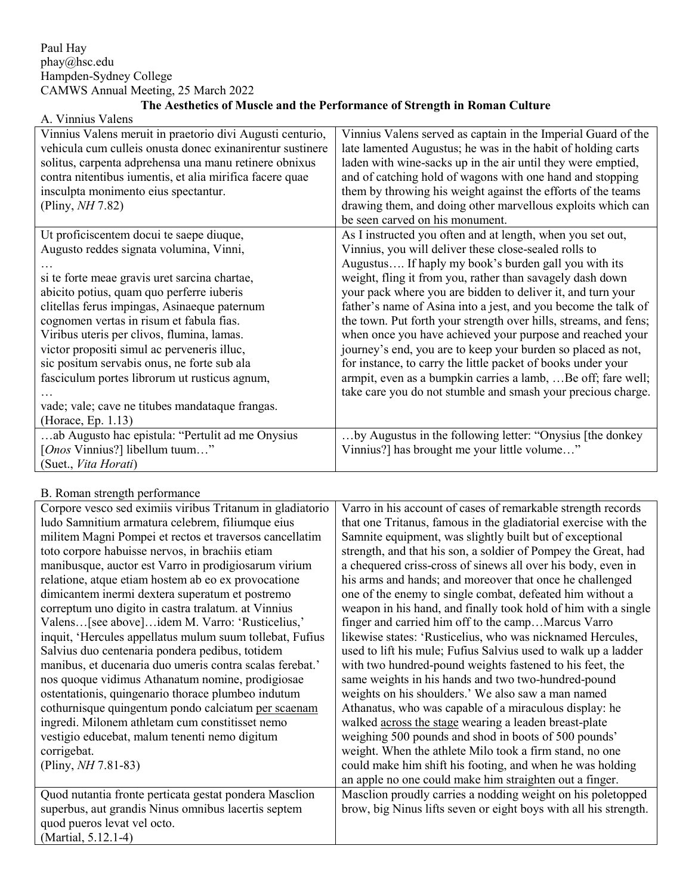Paul Hay
phay@hsc.edu
Hampden-Sydney College
CAMWS Annual Meeting, 25 March 2022

# The Aesthetics of Muscle and the Performance of Strength in Roman Culture

## A. Vinnius Valens

| Latin | Translation |
|---|---|
| Vinnius Valens meruit in praetorio divi Augusti centurio, vehicula cum culleis onusta donec exinanirentur sustinere solitus, carpenta adprehensa una manu retinere obnixus contra nitentibus iumentis, et alia mirifica facere quae insculpta monimento eius spectantur.<br>(Pliny, *NH* 7.82) | Vinnius Valens served as captain in the Imperial Guard of the late lamented Augustus; he was in the habit of holding carts laden with wine-sacks up in the air until they were emptied, and of catching hold of wagons with one hand and stopping them by throwing his weight against the efforts of the teams drawing them, and doing other marvellous exploits which can be seen carved on his monument. |
| Ut proficiscentem docui te saepe diuque,<br>Augusto reddes signata volumina, Vinni,<br>…<br>si te forte meae gravis uret sarcina chartae,<br>abicito potius, quam quo perferre iuberis<br>clitellas ferus impingas, Asinaeque paternum<br>cognomen vertas in risum et fabula fias.<br>Viribus uteris per clivos, flumina, lamas.<br>victor propositi simul ac perveneris illuc,<br>sic positum servabis onus, ne forte sub ala<br>fasciculum portes librorum ut rusticus agnum,<br>…<br>vade; vale; cave ne titubes mandataque frangas.<br>(Horace, Ep. 1.13) | As I instructed you often and at length, when you set out, Vinnius, you will deliver these close-sealed rolls to Augustus…. If haply my book's burden gall you with its weight, fling it from you, rather than savagely dash down your pack where you are bidden to deliver it, and turn your father's name of Asina into a jest, and you become the talk of the town. Put forth your strength over hills, streams, and fens; when once you have achieved your purpose and reached your journey's end, you are to keep your burden so placed as not, for instance, to carry the little packet of books under your armpit, even as a bumpkin carries a lamb, …Be off; fare well; take care you do not stumble and smash your precious charge. |
| …ab Augusto hac epistula: "Pertulit ad me Onysius [*Onos* Vinnius?] libellum tuum…"<br>(Suet., *Vita Horati*) | …by Augustus in the following letter: "Onysius [the donkey Vinnius?] has brought me your little volume…" |

## B. Roman strength performance

| Latin | Translation |
|---|---|
| Corpore vesco sed eximiis viribus Tritanum in gladiatorio ludo Samnitium armatura celebrem, filiumque eius militem Magni Pompei et rectos et traversos cancellatim toto corpore habuisse nervos, in brachiis etiam manibusque, auctor est Varro in prodigiosarum virium relatione, atque etiam hostem ab eo ex provocatione dimicantem inermi dextera superatum et postremo correptum uno digito in castra tralatum. at Vinnius Valens…[see above]…idem M. Varro: 'Rusticelius,' inquit, 'Hercules appellatus mulum suum tollebat, Fufius Salvius duo centenaria pondera pedibus, totidem manibus, et ducenaria duo umeris contra scalas ferebat.' nos quoque vidimus Athanatum nomine, prodigiosae ostentationis, quingenario thorace plumbeo indutum cothurnisque quingentum pondo calciatum <u>per scaenam</u> ingredi. Milonem athletam cum constitisset nemo vestigio educebat, malum tenenti nemo digitum corrigebat.<br>(Pliny, *NH* 7.81-83) | Varro in his account of cases of remarkable strength records that one Tritanus, famous in the gladiatorial exercise with the Samnite equipment, was slightly built but of exceptional strength, and that his son, a soldier of Pompey the Great, had a chequered criss-cross of sinews all over his body, even in his arms and hands; and moreover that once he challenged one of the enemy to single combat, defeated him without a weapon in his hand, and finally took hold of him with a single finger and carried him off to the camp…Marcus Varro likewise states: 'Rusticelius, who was nicknamed Hercules, used to lift his mule; Fufius Salvius used to walk up a ladder with two hundred-pound weights fastened to his feet, the same weights in his hands and two two-hundred-pound weights on his shoulders.' We also saw a man named Athanatus, who was capable of a miraculous display: he walked <u>across the stage</u> wearing a leaden breast-plate weighing 500 pounds and shod in boots of 500 pounds' weight. When the athlete Milo took a firm stand, no one could make him shift his footing, and when he was holding an apple no one could make him straighten out a finger. |
| Quod nutantia fronte perticata gestat pondera Masclion superbus, aut grandis Ninus omnibus lacertis septem quod pueros levat vel octo.<br>(Martial, 5.12.1-4) | Masclion proudly carries a nodding weight on his poletopped brow, big Ninus lifts seven or eight boys with all his strength. |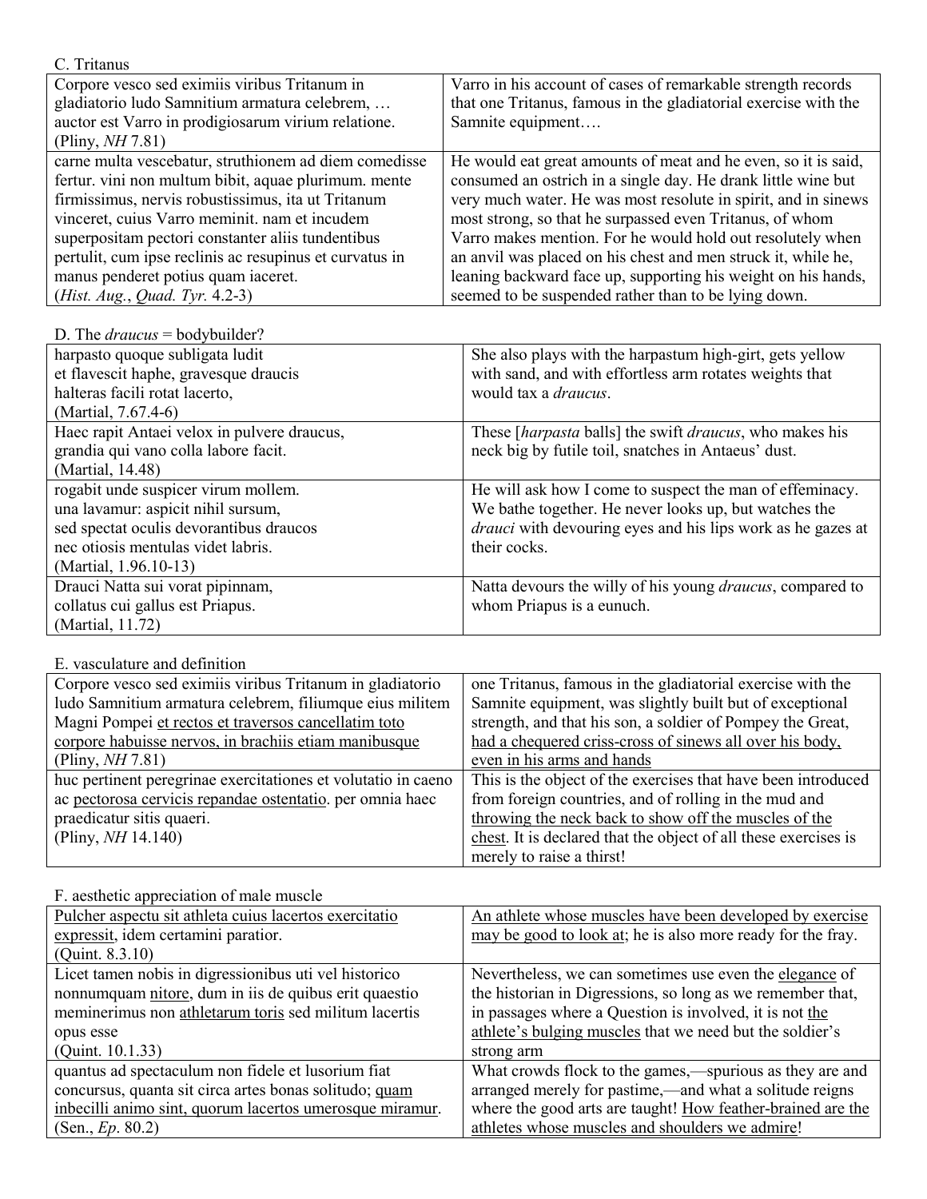C. Tritanus

| | |
|---|---|
| Corpore vesco sed eximiis viribus Tritanum in gladiatorio ludo Samnitium armatura celebrem, … auctor est Varro in prodigiosarum virium relatione. (Pliny, *NH* 7.81) | Varro in his account of cases of remarkable strength records that one Tritanus, famous in the gladiatorial exercise with the Samnite equipment…. |
| carne multa vescebatur, struthionem ad diem comedisse fertur. vini non multum bibit, aquae plurimum. mente firmissimus, nervis robustissimus, ita ut Tritanum vinceret, cuius Varro meminit. nam et incudem superpositam pectori constanter aliis tundentibus pertulit, cum ipse reclinis ac resupinus et curvatus in manus penderet potius quam iaceret. (*Hist. Aug.*, *Quad. Tyr.* 4.2-3) | He would eat great amounts of meat and he even, so it is said, consumed an ostrich in a single day. He drank little wine but very much water. He was most resolute in spirit, and in sinews most strong, so that he surpassed even Tritanus, of whom Varro makes mention. For he would hold out resolutely when an anvil was placed on his chest and men struck it, while he, leaning backward face up, supporting his weight on his hands, seemed to be suspended rather than to be lying down. |

D. The *draucus* = bodybuilder?

| | |
|---|---|
| harpasto quoque subligata ludit<br>et flavescit haphe, gravesque draucis<br>halteras facili rotat lacerto,<br>(Martial, 7.67.4-6) | She also plays with the harpastum high-girt, gets yellow with sand, and with effortless arm rotates weights that would tax a *draucus*. |
| Haec rapit Antaei velox in pulvere draucus,<br>grandia qui vano colla labore facit.<br>(Martial, 14.48) | These [*harpasta* balls] the swift *draucus*, who makes his neck big by futile toil, snatches in Antaeus' dust. |
| rogabit unde suspicer virum mollem.<br>una lavamur: aspicit nihil sursum,<br>sed spectat oculis devorantibus draucos<br>nec otiosis mentulas videt labris.<br>(Martial, 1.96.10-13) | He will ask how I come to suspect the man of effeminacy. We bathe together. He never looks up, but watches the *drauci* with devouring eyes and his lips work as he gazes at their cocks. |
| Drauci Natta sui vorat pipinnam,<br>collatus cui gallus est Priapus.<br>(Martial, 11.72) | Natta devours the willy of his young *draucus*, compared to whom Priapus is a eunuch. |

E. vasculature and definition

| | |
|---|---|
| Corpore vesco sed eximiis viribus Tritanum in gladiatorio ludo Samnitium armatura celebrem, filiumque eius militem Magni Pompei <u>et rectos et traversos cancellatim toto corpore habuisse nervos, in brachiis etiam manibusque</u> (Pliny, *NH* 7.81) | one Tritanus, famous in the gladiatorial exercise with the Samnite equipment, was slightly built but of exceptional strength, and that his son, a soldier of Pompey the Great, <u>had a chequered criss-cross of sinews all over his body, even in his arms and hands</u> |
| huc pertinent peregrinae exercitationes et volutatio in caeno ac <u>pectorosa cervicis repandae ostentatio</u>. per omnia haec praedicatur sitis quaeri. (Pliny, *NH* 14.140) | This is the object of the exercises that have been introduced from foreign countries, and of rolling in the mud and <u>throwing the neck back to show off the muscles of the chest</u>. It is declared that the object of all these exercises is merely to raise a thirst! |

F. aesthetic appreciation of male muscle

| | |
|---|---|
| <u>Pulcher aspectu sit athleta cuius lacertos exercitatio expressit</u>, idem certamini paratior. (Quint. 8.3.10) | <u>An athlete whose muscles have been developed by exercise may be good to look at</u>; he is also more ready for the fray. |
| Licet tamen nobis in digressionibus uti vel historico nonnumquam <u>nitore</u>, dum in iis de quibus erit quaestio meminerimus non <u>athletarum toris</u> sed militum lacertis opus esse (Quint. 10.1.33) | Nevertheless, we can sometimes use even the <u>elegance</u> of the historian in Digressions, so long as we remember that, in passages where a Question is involved, it is not <u>the athlete's bulging muscles</u> that we need but the soldier's strong arm |
| quantus ad spectaculum non fidele et lusorium fiat concursus, quanta sit circa artes bonas solitudo; <u>quam inbecilli animo sint, quorum lacertos umerosque miramur</u>. (Sen., *Ep.* 80.2) | What crowds flock to the games,—spurious as they are and arranged merely for pastime,—and what a solitude reigns where the good arts are taught! <u>How feather-brained are the athletes whose muscles and shoulders we admire</u>! |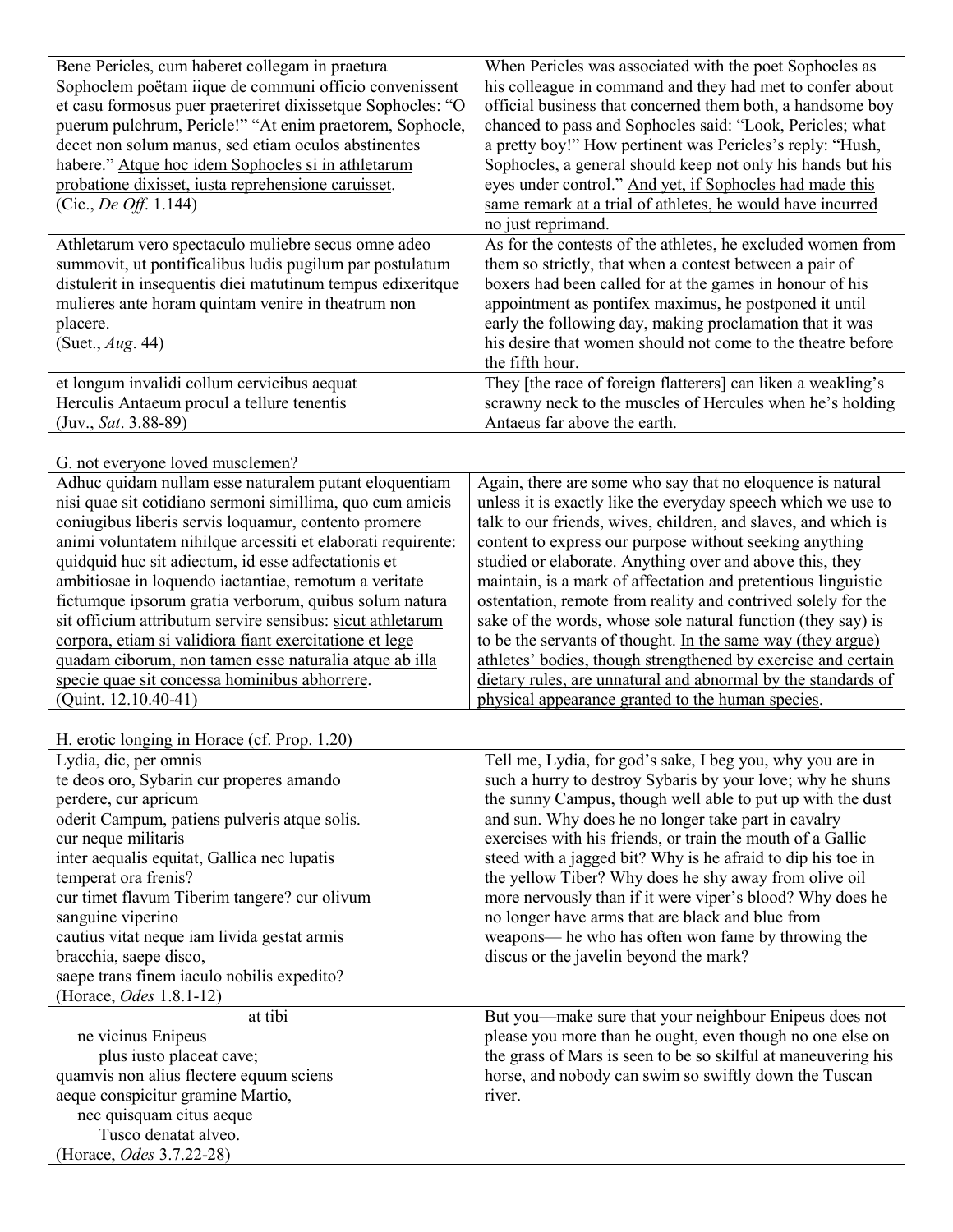| | |
|---|---|
| Bene Pericles, cum haberet collegam in praetura Sophoclem poëtam iique de communi officio convenissent et casu formosus puer praeteriret dixissetque Sophocles: "O puerum pulchrum, Pericle!" "At enim praetorem, Sophocle, decet non solum manus, sed etiam oculos abstinentes habere." <u>Atque hoc idem Sophocles si in athletarum probatione dixisset, iusta reprehensione caruisset</u>. (Cic., *De Off*. 1.144) | When Pericles was associated with the poet Sophocles as his colleague in command and they had met to confer about official business that concerned them both, a handsome boy chanced to pass and Sophocles said: "Look, Pericles; what a pretty boy!" How pertinent was Pericles's reply: "Hush, Sophocles, a general should keep not only his hands but his eyes under control." <u>And yet, if Sophocles had made this same remark at a trial of athletes, he would have incurred no just reprimand.</u> |
| Athletarum vero spectaculo muliebre secus omne adeo summovit, ut pontificalibus ludis pugilum par postulatum distulerit in insequentis diei matutinum tempus edixeritque mulieres ante horam quintam venire in theatrum non placere. (Suet., *Aug*. 44) | As for the contests of the athletes, he excluded women from them so strictly, that when a contest between a pair of boxers had been called for at the games in honour of his appointment as pontifex maximus, he postponed it until early the following day, making proclamation that it was his desire that women should not come to the theatre before the fifth hour. |
| et longum invalidi collum cervicibus aequat<br>Herculis Antaeum procul a tellure tenentis<br>(Juv., *Sat*. 3.88-89) | They [the race of foreign flatterers] can liken a weakling's scrawny neck to the muscles of Hercules when he's holding Antaeus far above the earth. |

G. not everyone loved musclemen?

| | |
|---|---|
| Adhuc quidam nullam esse naturalem putant eloquentiam nisi quae sit cotidiano sermoni simillima, quo cum amicis coniugibus liberis servis loquamur, contento promere animi voluntatem nihilque arcessiti et elaborati requirente: quidquid huc sit adiectum, id esse adfectationis et ambitiosae in loquendo iactantiae, remotum a veritate fictumque ipsorum gratia verborum, quibus solum natura sit officium attributum servire sensibus: <u>sicut athletarum corpora, etiam si validiora fiant exercitatione et lege quadam ciborum, non tamen esse naturalia atque ab illa specie quae sit concessa hominibus abhorrere</u>. (Quint. 12.10.40-41) | Again, there are some who say that no eloquence is natural unless it is exactly like the everyday speech which we use to talk to our friends, wives, children, and slaves, and which is content to express our purpose without seeking anything studied or elaborate. Anything over and above this, they maintain, is a mark of affectation and pretentious linguistic ostentation, remote from reality and contrived solely for the sake of the words, whose sole natural function (they say) is to be the servants of thought. <u>In the same way (they argue) athletes' bodies, though strengthened by exercise and certain dietary rules, are unnatural and abnormal by the standards of physical appearance granted to the human species</u>. |

H. erotic longing in Horace (cf. Prop. 1.20)

| | |
|---|---|
| Lydia, dic, per omnis<br>te deos oro, Sybarin cur properes amando<br>perdere, cur apricum<br>oderit Campum, patiens pulveris atque solis.<br>cur neque militaris<br>inter aequalis equitat, Gallica nec lupatis<br>temperat ora frenis?<br>cur timet flavum Tiberim tangere? cur olivum<br>sanguine viperino<br>cautius vitat neque iam livida gestat armis<br>bracchia, saepe disco,<br>saepe trans finem iaculo nobilis expedito?<br>(Horace, *Odes* 1.8.1-12) | Tell me, Lydia, for god's sake, I beg you, why you are in such a hurry to destroy Sybaris by your love; why he shuns the sunny Campus, though well able to put up with the dust and sun. Why does he no longer take part in cavalry exercises with his friends, or train the mouth of a Gallic steed with a jagged bit? Why is he afraid to dip his toe in the yellow Tiber? Why does he shy away from olive oil more nervously than if it were viper's blood? Why does he no longer have arms that are black and blue from weapons— he who has often won fame by throwing the discus or the javelin beyond the mark? |
| at tibi<br>ne vicinus Enipeus<br>plus iusto placeat cave;<br>quamvis non alius flectere equum sciens<br>aeque conspicitur gramine Martio,<br>nec quisquam citus aeque<br>Tusco denatat alveo.<br>(Horace, *Odes* 3.7.22-28) | But you—make sure that your neighbour Enipeus does not please you more than he ought, even though no one else on the grass of Mars is seen to be so skilful at maneuvering his horse, and nobody can swim so swiftly down the Tuscan river. |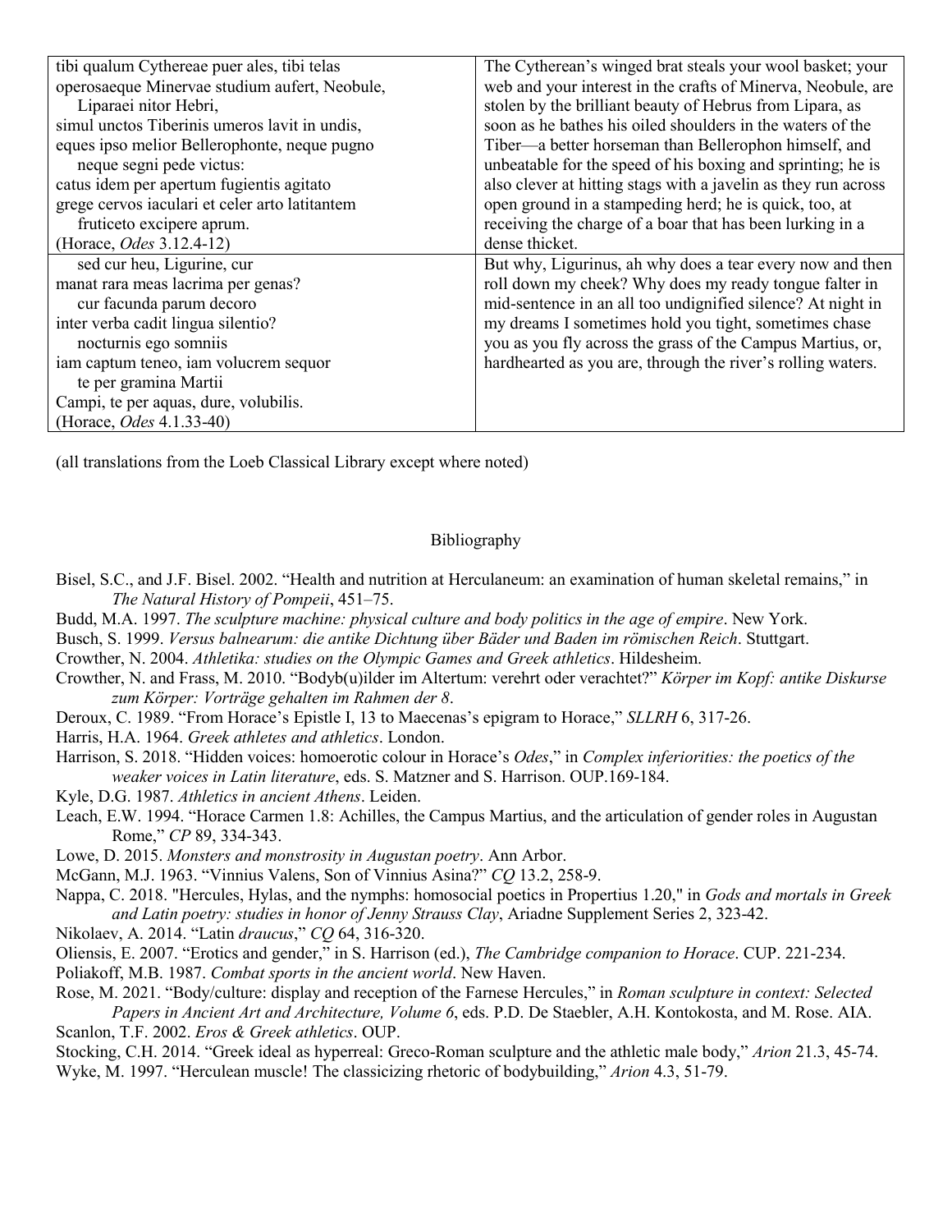| | |
|---|---|
| tibi qualum Cythereae puer ales, tibi telas<br>operosaeque Minervae studium aufert, Neobule,<br>Liparaei nitor Hebri,<br>simul unctos Tiberinis umeros lavit in undis,<br>eques ipso melior Bellerophonte, neque pugno<br>neque segni pede victus:<br>catus idem per apertum fugientis agitato<br>grege cervos iaculari et celer arto latitantem<br>fruticeto excipere aprum.<br>(Horace, *Odes* 3.12.4-12) | The Cytherean's winged brat steals your wool basket; your web and your interest in the crafts of Minerva, Neobule, are stolen by the brilliant beauty of Hebrus from Lipara, as soon as he bathes his oiled shoulders in the waters of the Tiber—a better horseman than Bellerophon himself, and unbeatable for the speed of his boxing and sprinting; he is also clever at hitting stags with a javelin as they run across open ground in a stampeding herd; he is quick, too, at receiving the charge of a boar that has been lurking in a dense thicket. |
| sed cur heu, Ligurine, cur<br>manat rara meas lacrima per genas?<br>cur facunda parum decoro<br>inter verba cadit lingua silentio?<br>nocturnis ego somniis<br>iam captum teneo, iam volucrem sequor<br>te per gramina Martii<br>Campi, te per aquas, dure, volubilis.<br>(Horace, *Odes* 4.1.33-40) | But why, Ligurinus, ah why does a tear every now and then roll down my cheek? Why does my ready tongue falter in mid-sentence in an all too undignified silence? At night in my dreams I sometimes hold you tight, sometimes chase you as you fly across the grass of the Campus Martius, or, hardhearted as you are, through the river's rolling waters. |

(all translations from the Loeb Classical Library except where noted)

## Bibliography

Bisel, S.C., and J.F. Bisel. 2002. "Health and nutrition at Herculaneum: an examination of human skeletal remains," in *The Natural History of Pompeii*, 451–75.

Budd, M.A. 1997. *The sculpture machine: physical culture and body politics in the age of empire*. New York.

Busch, S. 1999. *Versus balnearum: die antike Dichtung über Bäder und Baden im römischen Reich*. Stuttgart.

Crowther, N. 2004. *Athletika: studies on the Olympic Games and Greek athletics*. Hildesheim.

Crowther, N. and Frass, M. 2010. "Bodyb(u)ilder im Altertum: verehrt oder verachtet?" *Körper im Kopf: antike Diskurse zum Körper: Vorträge gehalten im Rahmen der 8*.

Deroux, C. 1989. "From Horace's Epistle I, 13 to Maecenas's epigram to Horace," *SLLRH* 6, 317-26.

Harris, H.A. 1964. *Greek athletes and athletics*. London.

Harrison, S. 2018. "Hidden voices: homoerotic colour in Horace's *Odes*," in *Complex inferiorities: the poetics of the weaker voices in Latin literature*, eds. S. Matzner and S. Harrison. OUP.169-184.

Kyle, D.G. 1987. *Athletics in ancient Athens*. Leiden.

Leach, E.W. 1994. "Horace Carmen 1.8: Achilles, the Campus Martius, and the articulation of gender roles in Augustan Rome," *CP* 89, 334-343.

Lowe, D. 2015. *Monsters and monstrosity in Augustan poetry*. Ann Arbor.

McGann, M.J. 1963. "Vinnius Valens, Son of Vinnius Asina?" *CQ* 13.2, 258-9.

Nappa, C. 2018. "Hercules, Hylas, and the nymphs: homosocial poetics in Propertius 1.20," in *Gods and mortals in Greek and Latin poetry: studies in honor of Jenny Strauss Clay*, Ariadne Supplement Series 2, 323-42.

Nikolaev, A. 2014. "Latin *draucus*," *CQ* 64, 316-320.

Oliensis, E. 2007. "Erotics and gender," in S. Harrison (ed.), *The Cambridge companion to Horace*. CUP. 221-234.

Poliakoff, M.B. 1987. *Combat sports in the ancient world*. New Haven.

Rose, M. 2021. "Body/culture: display and reception of the Farnese Hercules," in *Roman sculpture in context: Selected Papers in Ancient Art and Architecture, Volume 6*, eds. P.D. De Staebler, A.H. Kontokosta, and M. Rose. AIA.

Scanlon, T.F. 2002. *Eros & Greek athletics*. OUP.

Stocking, C.H. 2014. "Greek ideal as hyperreal: Greco-Roman sculpture and the athletic male body," *Arion* 21.3, 45-74.

Wyke, M. 1997. "Herculean muscle! The classicizing rhetoric of bodybuilding," *Arion* 4.3, 51-79.